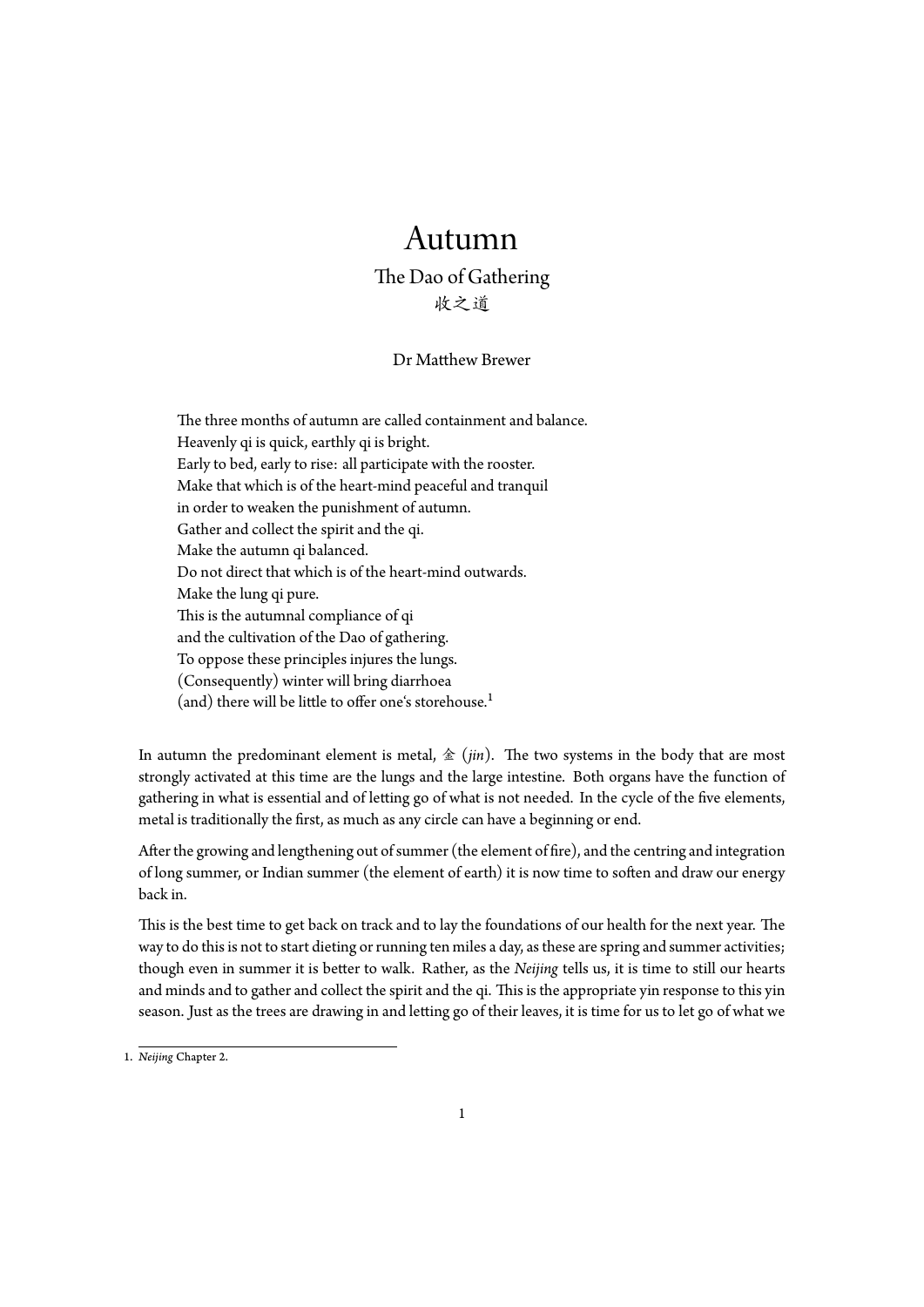# Autumn

## The Dao of Gathering

收之道

Dr Matthew Brewer

> The three months of autumn are called containment and balance.
> Heavenly qi is quick, earthly qi is bright.
> Early to bed, early to rise: all participate with the rooster.
> Make that which is of the heart-mind peaceful and tranquil
> in order to weaken the punishment of autumn.
> Gather and collect the spirit and the qi.
> Make the autumn qi balanced.
> Do not direct that which is of the heart-mind outwards.
> Make the lung qi pure.
> This is the autumnal compliance of qi
> and the cultivation of the Dao of gathering.
> To oppose these principles injures the lungs.
> (Consequently) winter will bring diarrhoea
> (and) there will be little to offer one's storehouse.[1]

In autumn the predominant element is metal, 金 (*jin*). The two systems in the body that are most strongly activated at this time are the lungs and the large intestine. Both organs have the function of gathering in what is essential and of letting go of what is not needed. In the cycle of the five elements, metal is traditionally the first, as much as any circle can have a beginning or end.

After the growing and lengthening out of summer (the element of fire), and the centring and integration of long summer, or Indian summer (the element of earth) it is now time to soften and draw our energy back in.

This is the best time to get back on track and to lay the foundations of our health for the next year. The way to do this is not to start dieting or running ten miles a day, as these are spring and summer activities; though even in summer it is better to walk. Rather, as the *Neijing* tells us, it is time to still our hearts and minds and to gather and collect the spirit and the qi. This is the appropriate yin response to this yin season. Just as the trees are drawing in and letting go of their leaves, it is time for us to let go of what we

1. *Neijing* Chapter 2.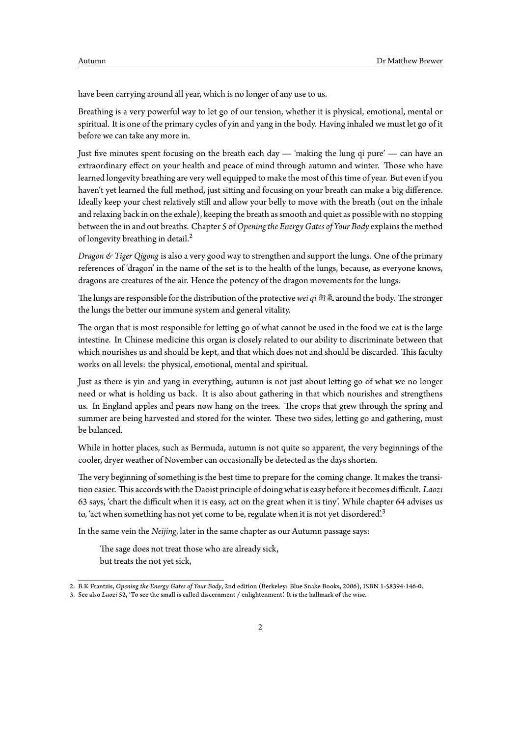have been carrying around all year, which is no longer of any use to us.

Breathing is a very powerful way to let go of our tension, whether it is physical, emotional, mental or spiritual. It is one of the primary cycles of yin and yang in the body. Having inhaled we must let go of it before we can take any more in.

Just five minutes spent focusing on the breath each day — 'making the lung qi pure' — can have an extraordinary effect on your health and peace of mind through autumn and winter. Those who have learned longevity breathing are very well equipped to make the most of this time of year. But even if you haven't yet learned the full method, just sitting and focusing on your breath can make a big difference. Ideally keep your chest relatively still and allow your belly to move with the breath (out on the inhale and relaxing back in on the exhale), keeping the breath as smooth and quiet as possible with no stopping between the in and out breaths. Chapter 5 of *Opening the Energy Gates of Your Body* explains the method of longevity breathing in detail.[2]

*Dragon & Tiger Qigong* is also a very good way to strengthen and support the lungs. One of the primary references of 'dragon' in the name of the set is to the health of the lungs, because, as everyone knows, dragons are creatures of the air. Hence the potency of the dragon movements for the lungs.

The lungs are responsible for the distribution of the protective *wei qi* 衛氣 around the body. The stronger the lungs the better our immune system and general vitality.

The organ that is most responsible for letting go of what cannot be used in the food we eat is the large intestine. In Chinese medicine this organ is closely related to our ability to discriminate between that which nourishes us and should be kept, and that which does not and should be discarded. This faculty works on all levels: the physical, emotional, mental and spiritual.

Just as there is yin and yang in everything, autumn is not just about letting go of what we no longer need or what is holding us back. It is also about gathering in that which nourishes and strengthens us. In England apples and pears now hang on the trees. The crops that grew through the spring and summer are being harvested and stored for the winter. These two sides, letting go and gathering, must be balanced.

While in hotter places, such as Bermuda, autumn is not quite so apparent, the very beginnings of the cooler, dryer weather of November can occasionally be detected as the days shorten.

The very beginning of something is the best time to prepare for the coming change. It makes the transition easier. This accords with the Daoist principle of doing what is easy before it becomes difficult. *Laozi* 63 says, 'chart the difficult when it is easy, act on the great when it is tiny'. While chapter 64 advises us to, 'act when something has not yet come to be, regulate when it is not yet disordered'.[3]

In the same vein the *Neijing*, later in the same chapter as our Autumn passage says:

> The sage does not treat those who are already sick,
> but treats the not yet sick,

---

2. B.K Frantzis, *Opening the Energy Gates of Your Body*, 2nd edition (Berkeley: Blue Snake Books, 2006), ISBN 1-58394-146-0.
3. See also *Laozi* 52, 'To see the small is called discernment / enlightenment'. It is the hallmark of the wise.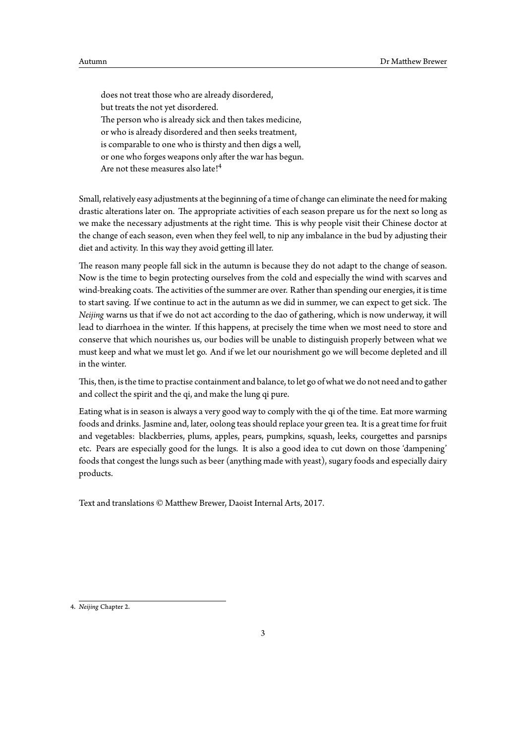does not treat those who are already disordered,  
but treats the not yet disordered.  
The person who is already sick and then takes medicine,  
or who is already disordered and then seeks treatment,  
is comparable to one who is thirsty and then digs a well,  
or one who forges weapons only after the war has begun.  
Are not these measures also late![4]

Small, relatively easy adjustments at the beginning of a time of change can eliminate the need for making drastic alterations later on. The appropriate activities of each season prepare us for the next so long as we make the necessary adjustments at the right time. This is why people visit their Chinese doctor at the change of each season, even when they feel well, to nip any imbalance in the bud by adjusting their diet and activity. In this way they avoid getting ill later.

The reason many people fall sick in the autumn is because they do not adapt to the change of season. Now is the time to begin protecting ourselves from the cold and especially the wind with scarves and wind-breaking coats. The activities of the summer are over. Rather than spending our energies, it is time to start saving. If we continue to act in the autumn as we did in summer, we can expect to get sick. The *Neijing* warns us that if we do not act according to the dao of gathering, which is now underway, it will lead to diarrhoea in the winter. If this happens, at precisely the time when we most need to store and conserve that which nourishes us, our bodies will be unable to distinguish properly between what we must keep and what we must let go. And if we let our nourishment go we will become depleted and ill in the winter.

This, then, is the time to practise containment and balance, to let go of what we do not need and to gather and collect the spirit and the qi, and make the lung qi pure.

Eating what is in season is always a very good way to comply with the qi of the time. Eat more warming foods and drinks. Jasmine and, later, oolong teas should replace your green tea. It is a great time for fruit and vegetables: blackberries, plums, apples, pears, pumpkins, squash, leeks, courgettes and parsnips etc. Pears are especially good for the lungs. It is also a good idea to cut down on those 'dampening' foods that congest the lungs such as beer (anything made with yeast), sugary foods and especially dairy products.

Text and translations © Matthew Brewer, Daoist Internal Arts, 2017.

---

4. *Neijing* Chapter 2.